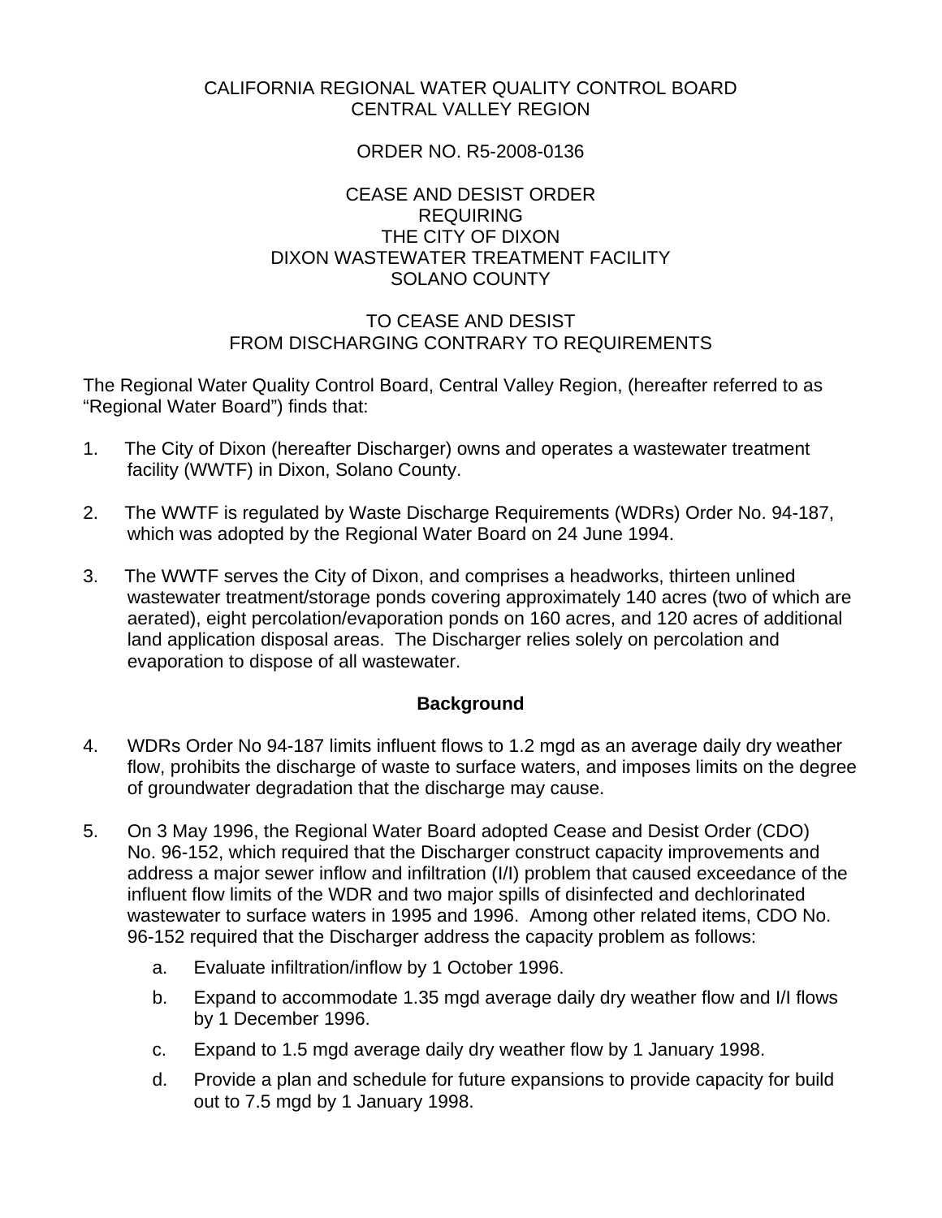CALIFORNIA REGIONAL WATER QUALITY CONTROL BOARD
CENTRAL VALLEY REGION

ORDER NO. R5-2008-0136

CEASE AND DESIST ORDER
REQUIRING
THE CITY OF DIXON
DIXON WASTEWATER TREATMENT FACILITY
SOLANO COUNTY

TO CEASE AND DESIST
FROM DISCHARGING CONTRARY TO REQUIREMENTS

The Regional Water Quality Control Board, Central Valley Region, (hereafter referred to as "Regional Water Board") finds that:

1. The City of Dixon (hereafter Discharger) owns and operates a wastewater treatment facility (WWTF) in Dixon, Solano County.

2. The WWTF is regulated by Waste Discharge Requirements (WDRs) Order No. 94-187, which was adopted by the Regional Water Board on 24 June 1994.

3. The WWTF serves the City of Dixon, and comprises a headworks, thirteen unlined wastewater treatment/storage ponds covering approximately 140 acres (two of which are aerated), eight percolation/evaporation ponds on 160 acres, and 120 acres of additional land application disposal areas. The Discharger relies solely on percolation and evaporation to dispose of all wastewater.

## Background

4. WDRs Order No 94-187 limits influent flows to 1.2 mgd as an average daily dry weather flow, prohibits the discharge of waste to surface waters, and imposes limits on the degree of groundwater degradation that the discharge may cause.

5. On 3 May 1996, the Regional Water Board adopted Cease and Desist Order (CDO) No. 96-152, which required that the Discharger construct capacity improvements and address a major sewer inflow and infiltration (I/I) problem that caused exceedance of the influent flow limits of the WDR and two major spills of disinfected and dechlorinated wastewater to surface waters in 1995 and 1996. Among other related items, CDO No. 96-152 required that the Discharger address the capacity problem as follows:

   a. Evaluate infiltration/inflow by 1 October 1996.

   b. Expand to accommodate 1.35 mgd average daily dry weather flow and I/I flows by 1 December 1996.

   c. Expand to 1.5 mgd average daily dry weather flow by 1 January 1998.

   d. Provide a plan and schedule for future expansions to provide capacity for build out to 7.5 mgd by 1 January 1998.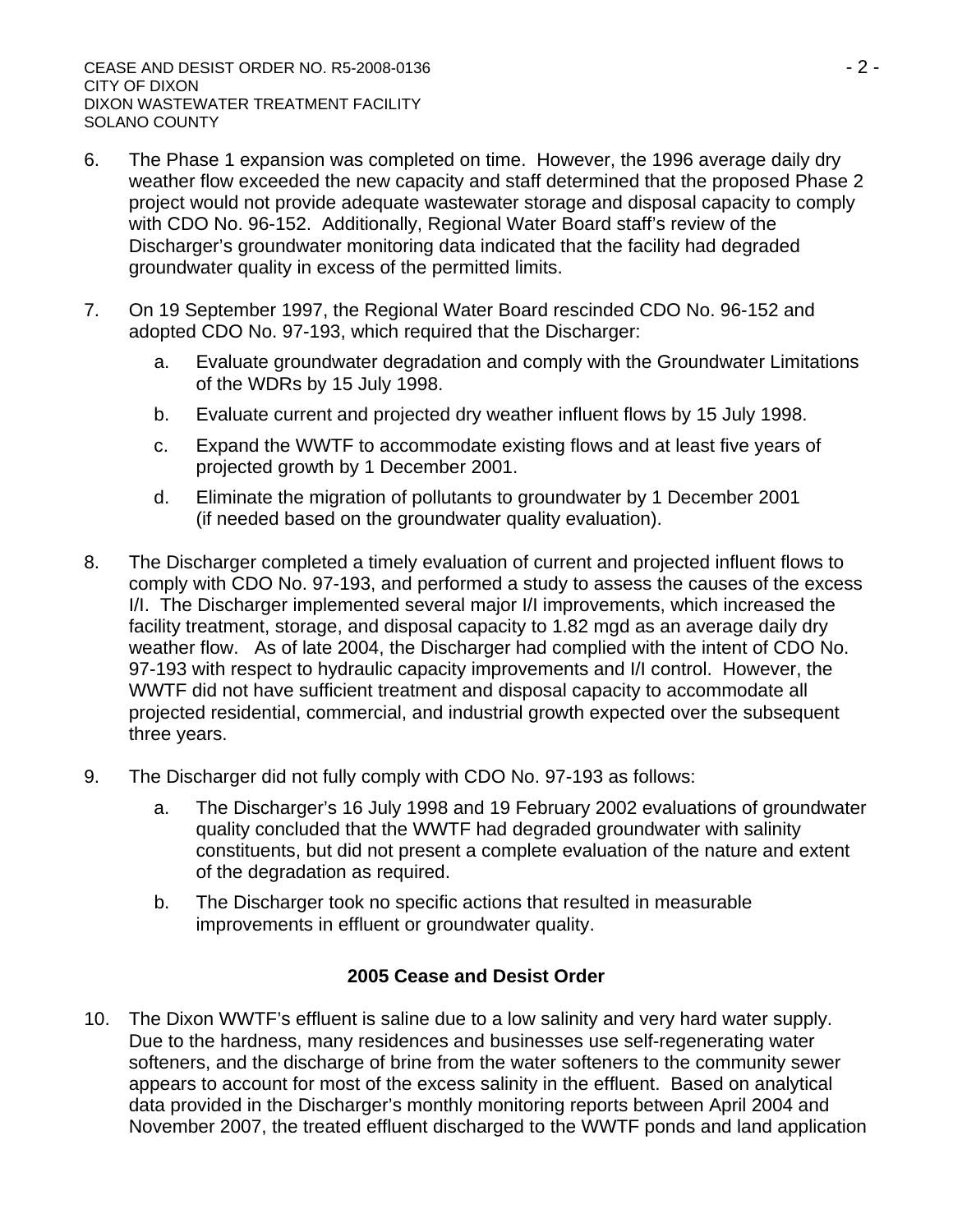6. The Phase 1 expansion was completed on time. However, the 1996 average daily dry weather flow exceeded the new capacity and staff determined that the proposed Phase 2 project would not provide adequate wastewater storage and disposal capacity to comply with CDO No. 96-152. Additionally, Regional Water Board staff's review of the Discharger's groundwater monitoring data indicated that the facility had degraded groundwater quality in excess of the permitted limits.

7. On 19 September 1997, the Regional Water Board rescinded CDO No. 96-152 and adopted CDO No. 97-193, which required that the Discharger:

   a. Evaluate groundwater degradation and comply with the Groundwater Limitations of the WDRs by 15 July 1998.

   b. Evaluate current and projected dry weather influent flows by 15 July 1998.

   c. Expand the WWTF to accommodate existing flows and at least five years of projected growth by 1 December 2001.

   d. Eliminate the migration of pollutants to groundwater by 1 December 2001 (if needed based on the groundwater quality evaluation).

8. The Discharger completed a timely evaluation of current and projected influent flows to comply with CDO No. 97-193, and performed a study to assess the causes of the excess I/I. The Discharger implemented several major I/I improvements, which increased the facility treatment, storage, and disposal capacity to 1.82 mgd as an average daily dry weather flow. As of late 2004, the Discharger had complied with the intent of CDO No. 97-193 with respect to hydraulic capacity improvements and I/I control. However, the WWTF did not have sufficient treatment and disposal capacity to accommodate all projected residential, commercial, and industrial growth expected over the subsequent three years.

9. The Discharger did not fully comply with CDO No. 97-193 as follows:

   a. The Discharger's 16 July 1998 and 19 February 2002 evaluations of groundwater quality concluded that the WWTF had degraded groundwater with salinity constituents, but did not present a complete evaluation of the nature and extent of the degradation as required.

   b. The Discharger took no specific actions that resulted in measurable improvements in effluent or groundwater quality.

## 2005 Cease and Desist Order

10. The Dixon WWTF's effluent is saline due to a low salinity and very hard water supply. Due to the hardness, many residences and businesses use self-regenerating water softeners, and the discharge of brine from the water softeners to the community sewer appears to account for most of the excess salinity in the effluent. Based on analytical data provided in the Discharger's monthly monitoring reports between April 2004 and November 2007, the treated effluent discharged to the WWTF ponds and land application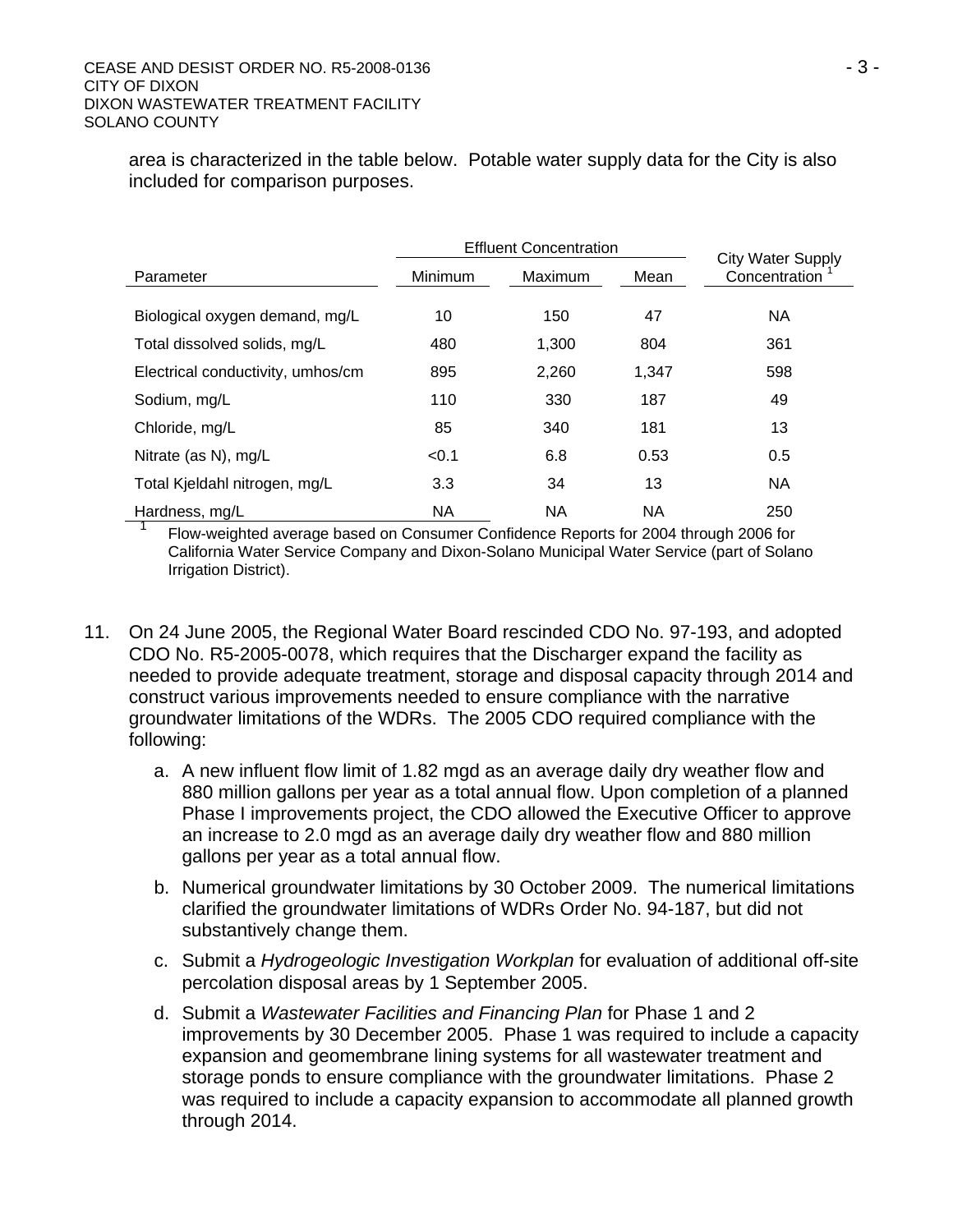area is characterized in the table below. Potable water supply data for the City is also included for comparison purposes.

| Parameter | Effluent Concentration | | | City Water Supply Concentration [1] |
|---|---|---|---|---|
| | Minimum | Maximum | Mean | |
| Biological oxygen demand, mg/L | 10 | 150 | 47 | NA |
| Total dissolved solids, mg/L | 480 | 1,300 | 804 | 361 |
| Electrical conductivity, umhos/cm | 895 | 2,260 | 1,347 | 598 |
| Sodium, mg/L | 110 | 330 | 187 | 49 |
| Chloride, mg/L | 85 | 340 | 181 | 13 |
| Nitrate (as N), mg/L | <0.1 | 6.8 | 0.53 | 0.5 |
| Total Kjeldahl nitrogen, mg/L | 3.3 | 34 | 13 | NA |
| Hardness, mg/L | NA | NA | NA | 250 |

[1] Flow-weighted average based on Consumer Confidence Reports for 2004 through 2006 for California Water Service Company and Dixon-Solano Municipal Water Service (part of Solano Irrigation District).

11. On 24 June 2005, the Regional Water Board rescinded CDO No. 97-193, and adopted CDO No. R5-2005-0078, which requires that the Discharger expand the facility as needed to provide adequate treatment, storage and disposal capacity through 2014 and construct various improvements needed to ensure compliance with the narrative groundwater limitations of the WDRs. The 2005 CDO required compliance with the following:

    a. A new influent flow limit of 1.82 mgd as an average daily dry weather flow and 880 million gallons per year as a total annual flow. Upon completion of a planned Phase I improvements project, the CDO allowed the Executive Officer to approve an increase to 2.0 mgd as an average daily dry weather flow and 880 million gallons per year as a total annual flow.

    b. Numerical groundwater limitations by 30 October 2009. The numerical limitations clarified the groundwater limitations of WDRs Order No. 94-187, but did not substantively change them.

    c. Submit a *Hydrogeologic Investigation Workplan* for evaluation of additional off-site percolation disposal areas by 1 September 2005.

    d. Submit a *Wastewater Facilities and Financing Plan* for Phase 1 and 2 improvements by 30 December 2005. Phase 1 was required to include a capacity expansion and geomembrane lining systems for all wastewater treatment and storage ponds to ensure compliance with the groundwater limitations. Phase 2 was required to include a capacity expansion to accommodate all planned growth through 2014.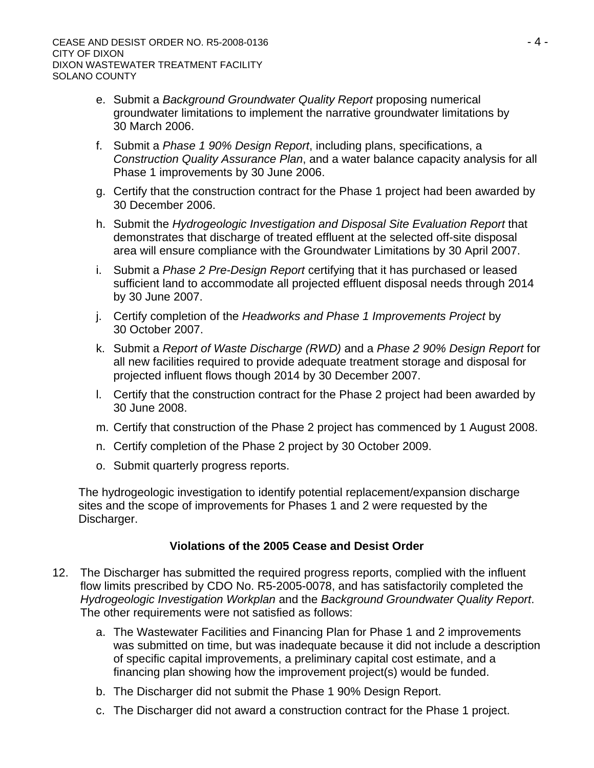e. Submit a *Background Groundwater Quality Report* proposing numerical groundwater limitations to implement the narrative groundwater limitations by 30 March 2006.

f. Submit a *Phase 1 90% Design Report*, including plans, specifications, a *Construction Quality Assurance Plan*, and a water balance capacity analysis for all Phase 1 improvements by 30 June 2006.

g. Certify that the construction contract for the Phase 1 project had been awarded by 30 December 2006.

h. Submit the *Hydrogeologic Investigation and Disposal Site Evaluation Report* that demonstrates that discharge of treated effluent at the selected off-site disposal area will ensure compliance with the Groundwater Limitations by 30 April 2007.

i. Submit a *Phase 2 Pre-Design Report* certifying that it has purchased or leased sufficient land to accommodate all projected effluent disposal needs through 2014 by 30 June 2007.

j. Certify completion of the *Headworks and Phase 1 Improvements Project* by 30 October 2007.

k. Submit a *Report of Waste Discharge (RWD)* and a *Phase 2 90% Design Report* for all new facilities required to provide adequate treatment storage and disposal for projected influent flows though 2014 by 30 December 2007.

l. Certify that the construction contract for the Phase 2 project had been awarded by 30 June 2008.

m. Certify that construction of the Phase 2 project has commenced by 1 August 2008.

n. Certify completion of the Phase 2 project by 30 October 2009.

o. Submit quarterly progress reports.

The hydrogeologic investigation to identify potential replacement/expansion discharge sites and the scope of improvements for Phases 1 and 2 were requested by the Discharger.

**Violations of the 2005 Cease and Desist Order**

12. The Discharger has submitted the required progress reports, complied with the influent flow limits prescribed by CDO No. R5-2005-0078, and has satisfactorily completed the *Hydrogeologic Investigation Workplan* and the *Background Groundwater Quality Report*. The other requirements were not satisfied as follows:

    a. The Wastewater Facilities and Financing Plan for Phase 1 and 2 improvements was submitted on time, but was inadequate because it did not include a description of specific capital improvements, a preliminary capital cost estimate, and a financing plan showing how the improvement project(s) would be funded.

    b. The Discharger did not submit the Phase 1 90% Design Report.

    c. The Discharger did not award a construction contract for the Phase 1 project.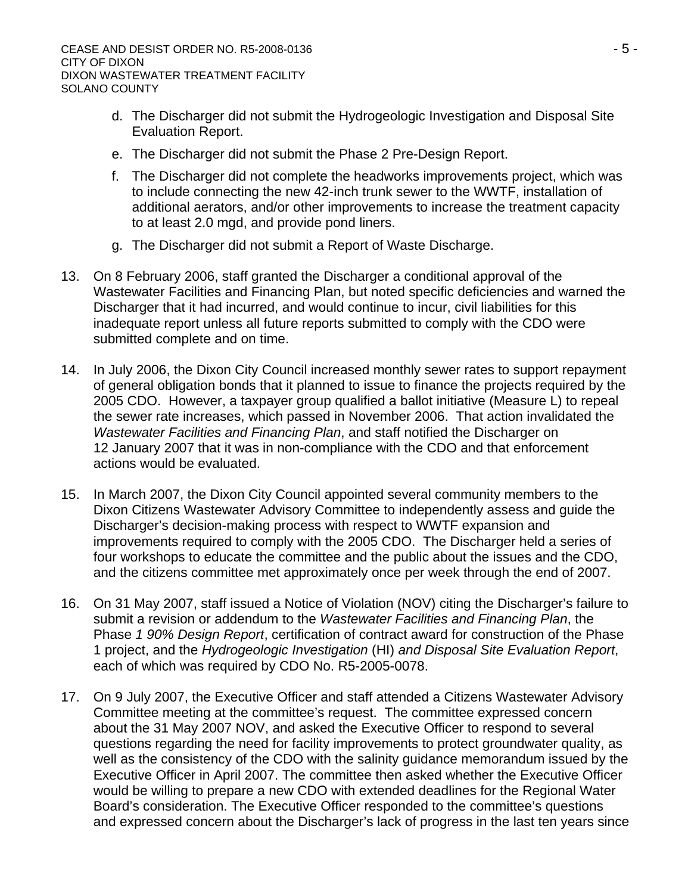d. The Discharger did not submit the Hydrogeologic Investigation and Disposal Site Evaluation Report.

e. The Discharger did not submit the Phase 2 Pre-Design Report.

f. The Discharger did not complete the headworks improvements project, which was to include connecting the new 42-inch trunk sewer to the WWTF, installation of additional aerators, and/or other improvements to increase the treatment capacity to at least 2.0 mgd, and provide pond liners.

g. The Discharger did not submit a Report of Waste Discharge.

13. On 8 February 2006, staff granted the Discharger a conditional approval of the Wastewater Facilities and Financing Plan, but noted specific deficiencies and warned the Discharger that it had incurred, and would continue to incur, civil liabilities for this inadequate report unless all future reports submitted to comply with the CDO were submitted complete and on time.

14. In July 2006, the Dixon City Council increased monthly sewer rates to support repayment of general obligation bonds that it planned to issue to finance the projects required by the 2005 CDO. However, a taxpayer group qualified a ballot initiative (Measure L) to repeal the sewer rate increases, which passed in November 2006. That action invalidated the *Wastewater Facilities and Financing Plan*, and staff notified the Discharger on 12 January 2007 that it was in non-compliance with the CDO and that enforcement actions would be evaluated.

15. In March 2007, the Dixon City Council appointed several community members to the Dixon Citizens Wastewater Advisory Committee to independently assess and guide the Discharger's decision-making process with respect to WWTF expansion and improvements required to comply with the 2005 CDO. The Discharger held a series of four workshops to educate the committee and the public about the issues and the CDO, and the citizens committee met approximately once per week through the end of 2007.

16. On 31 May 2007, staff issued a Notice of Violation (NOV) citing the Discharger's failure to submit a revision or addendum to the *Wastewater Facilities and Financing Plan*, the Phase *1 90% Design Report*, certification of contract award for construction of the Phase 1 project, and the *Hydrogeologic Investigation* (HI) *and Disposal Site Evaluation Report*, each of which was required by CDO No. R5-2005-0078.

17. On 9 July 2007, the Executive Officer and staff attended a Citizens Wastewater Advisory Committee meeting at the committee's request. The committee expressed concern about the 31 May 2007 NOV, and asked the Executive Officer to respond to several questions regarding the need for facility improvements to protect groundwater quality, as well as the consistency of the CDO with the salinity guidance memorandum issued by the Executive Officer in April 2007. The committee then asked whether the Executive Officer would be willing to prepare a new CDO with extended deadlines for the Regional Water Board's consideration. The Executive Officer responded to the committee's questions and expressed concern about the Discharger's lack of progress in the last ten years since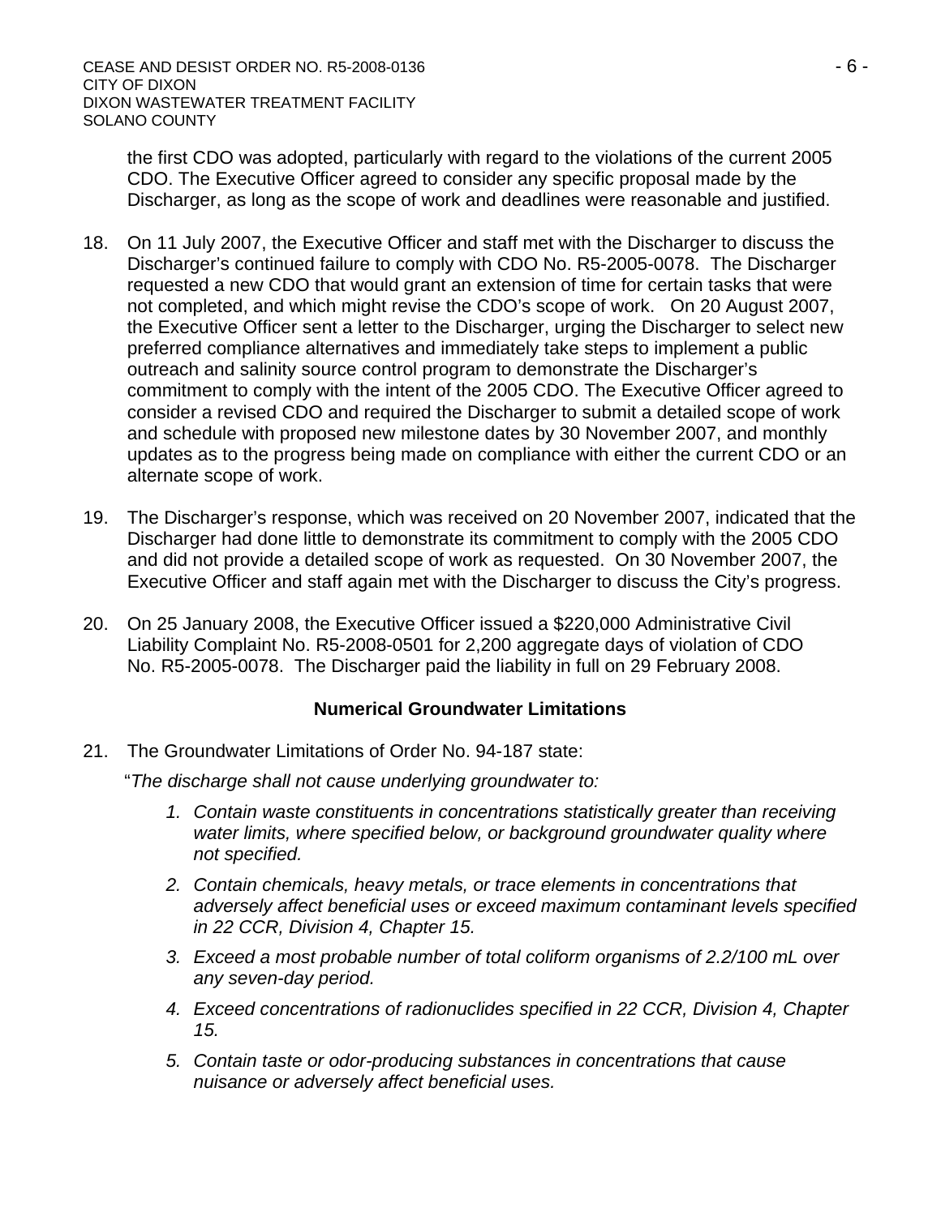the first CDO was adopted, particularly with regard to the violations of the current 2005 CDO. The Executive Officer agreed to consider any specific proposal made by the Discharger, as long as the scope of work and deadlines were reasonable and justified.

18. On 11 July 2007, the Executive Officer and staff met with the Discharger to discuss the Discharger's continued failure to comply with CDO No. R5-2005-0078. The Discharger requested a new CDO that would grant an extension of time for certain tasks that were not completed, and which might revise the CDO's scope of work. On 20 August 2007, the Executive Officer sent a letter to the Discharger, urging the Discharger to select new preferred compliance alternatives and immediately take steps to implement a public outreach and salinity source control program to demonstrate the Discharger's commitment to comply with the intent of the 2005 CDO. The Executive Officer agreed to consider a revised CDO and required the Discharger to submit a detailed scope of work and schedule with proposed new milestone dates by 30 November 2007, and monthly updates as to the progress being made on compliance with either the current CDO or an alternate scope of work.

19. The Discharger's response, which was received on 20 November 2007, indicated that the Discharger had done little to demonstrate its commitment to comply with the 2005 CDO and did not provide a detailed scope of work as requested. On 30 November 2007, the Executive Officer and staff again met with the Discharger to discuss the City's progress.

20. On 25 January 2008, the Executive Officer issued a $220,000 Administrative Civil Liability Complaint No. R5-2008-0501 for 2,200 aggregate days of violation of CDO No. R5-2005-0078. The Discharger paid the liability in full on 29 February 2008.

**Numerical Groundwater Limitations**

21. The Groundwater Limitations of Order No. 94-187 state:

"*The discharge shall not cause underlying groundwater to:*

1. *Contain waste constituents in concentrations statistically greater than receiving water limits, where specified below, or background groundwater quality where not specified.*
2. *Contain chemicals, heavy metals, or trace elements in concentrations that adversely affect beneficial uses or exceed maximum contaminant levels specified in 22 CCR, Division 4, Chapter 15.*
3. *Exceed a most probable number of total coliform organisms of 2.2/100 mL over any seven-day period.*
4. *Exceed concentrations of radionuclides specified in 22 CCR, Division 4, Chapter 15.*
5. *Contain taste or odor-producing substances in concentrations that cause nuisance or adversely affect beneficial uses.*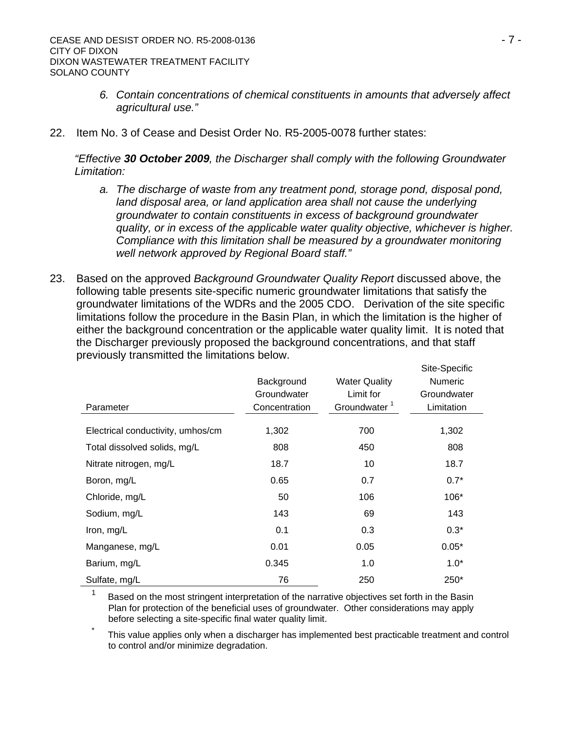*6. Contain concentrations of chemical constituents in amounts that adversely affect agricultural use."*

22. Item No. 3 of Cease and Desist Order No. R5-2005-0078 further states:

*"Effective **30 October 2009**, the Discharger shall comply with the following Groundwater Limitation:*

*a. The discharge of waste from any treatment pond, storage pond, disposal pond, land disposal area, or land application area shall not cause the underlying groundwater to contain constituents in excess of background groundwater quality, or in excess of the applicable water quality objective, whichever is higher. Compliance with this limitation shall be measured by a groundwater monitoring well network approved by Regional Board staff."*

23. Based on the approved *Background Groundwater Quality Report* discussed above, the following table presents site-specific numeric groundwater limitations that satisfy the groundwater limitations of the WDRs and the 2005 CDO. Derivation of the site specific limitations follow the procedure in the Basin Plan, in which the limitation is the higher of either the background concentration or the applicable water quality limit. It is noted that the Discharger previously proposed the background concentrations, and that staff previously transmitted the limitations below.

| Parameter | Background Groundwater Concentration | Water Quality Limit for Groundwater [1] | Site-Specific Numeric Groundwater Limitation |
|---|---|---|---|
| Electrical conductivity, umhos/cm | 1,302 | 700 | 1,302 |
| Total dissolved solids, mg/L | 808 | 450 | 808 |
| Nitrate nitrogen, mg/L | 18.7 | 10 | 18.7 |
| Boron, mg/L | 0.65 | 0.7 | 0.7* |
| Chloride, mg/L | 50 | 106 | 106* |
| Sodium, mg/L | 143 | 69 | 143 |
| Iron, mg/L | 0.1 | 0.3 | 0.3* |
| Manganese, mg/L | 0.01 | 0.05 | 0.05* |
| Barium, mg/L | 0.345 | 1.0 | 1.0* |
| Sulfate, mg/L | 76 | 250 | 250* |

[1] Based on the most stringent interpretation of the narrative objectives set forth in the Basin Plan for protection of the beneficial uses of groundwater. Other considerations may apply before selecting a site-specific final water quality limit.

\* This value applies only when a discharger has implemented best practicable treatment and control to control and/or minimize degradation.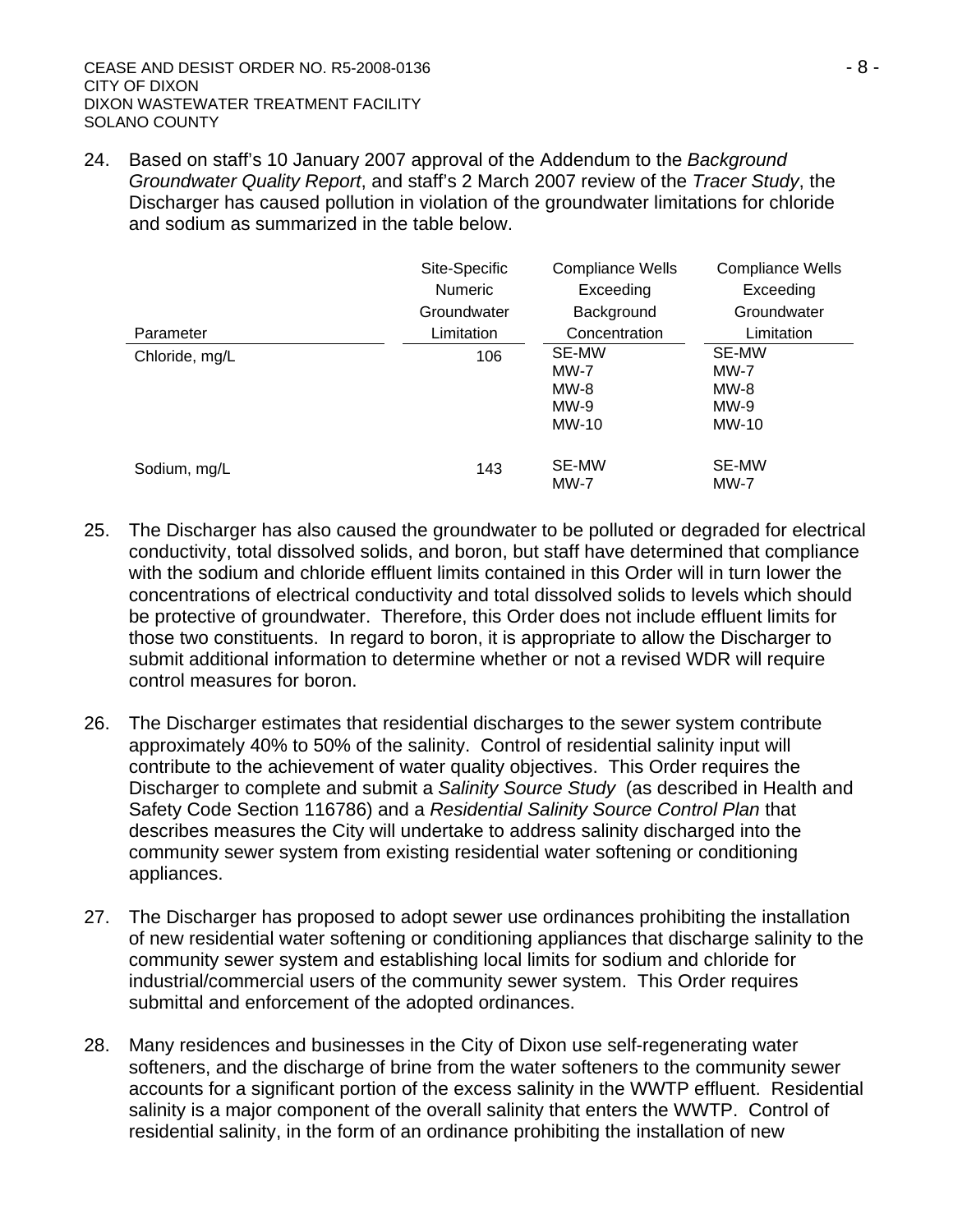24. Based on staff's 10 January 2007 approval of the Addendum to the *Background Groundwater Quality Report*, and staff's 2 March 2007 review of the *Tracer Study*, the Discharger has caused pollution in violation of the groundwater limitations for chloride and sodium as summarized in the table below.

| Parameter | Site-Specific Numeric Groundwater Limitation | Compliance Wells Exceeding Background Concentration | Compliance Wells Exceeding Groundwater Limitation |
|---|---|---|---|
| Chloride, mg/L | 106 | SE-MW<br>MW-7<br>MW-8<br>MW-9<br>MW-10 | SE-MW<br>MW-7<br>MW-8<br>MW-9<br>MW-10 |
| Sodium, mg/L | 143 | SE-MW<br>MW-7 | SE-MW<br>MW-7 |

25. The Discharger has also caused the groundwater to be polluted or degraded for electrical conductivity, total dissolved solids, and boron, but staff have determined that compliance with the sodium and chloride effluent limits contained in this Order will in turn lower the concentrations of electrical conductivity and total dissolved solids to levels which should be protective of groundwater. Therefore, this Order does not include effluent limits for those two constituents. In regard to boron, it is appropriate to allow the Discharger to submit additional information to determine whether or not a revised WDR will require control measures for boron.

26. The Discharger estimates that residential discharges to the sewer system contribute approximately 40% to 50% of the salinity. Control of residential salinity input will contribute to the achievement of water quality objectives. This Order requires the Discharger to complete and submit a *Salinity Source Study* (as described in Health and Safety Code Section 116786) and a *Residential Salinity Source Control Plan* that describes measures the City will undertake to address salinity discharged into the community sewer system from existing residential water softening or conditioning appliances.

27. The Discharger has proposed to adopt sewer use ordinances prohibiting the installation of new residential water softening or conditioning appliances that discharge salinity to the community sewer system and establishing local limits for sodium and chloride for industrial/commercial users of the community sewer system. This Order requires submittal and enforcement of the adopted ordinances.

28. Many residences and businesses in the City of Dixon use self-regenerating water softeners, and the discharge of brine from the water softeners to the community sewer accounts for a significant portion of the excess salinity in the WWTP effluent. Residential salinity is a major component of the overall salinity that enters the WWTP. Control of residential salinity, in the form of an ordinance prohibiting the installation of new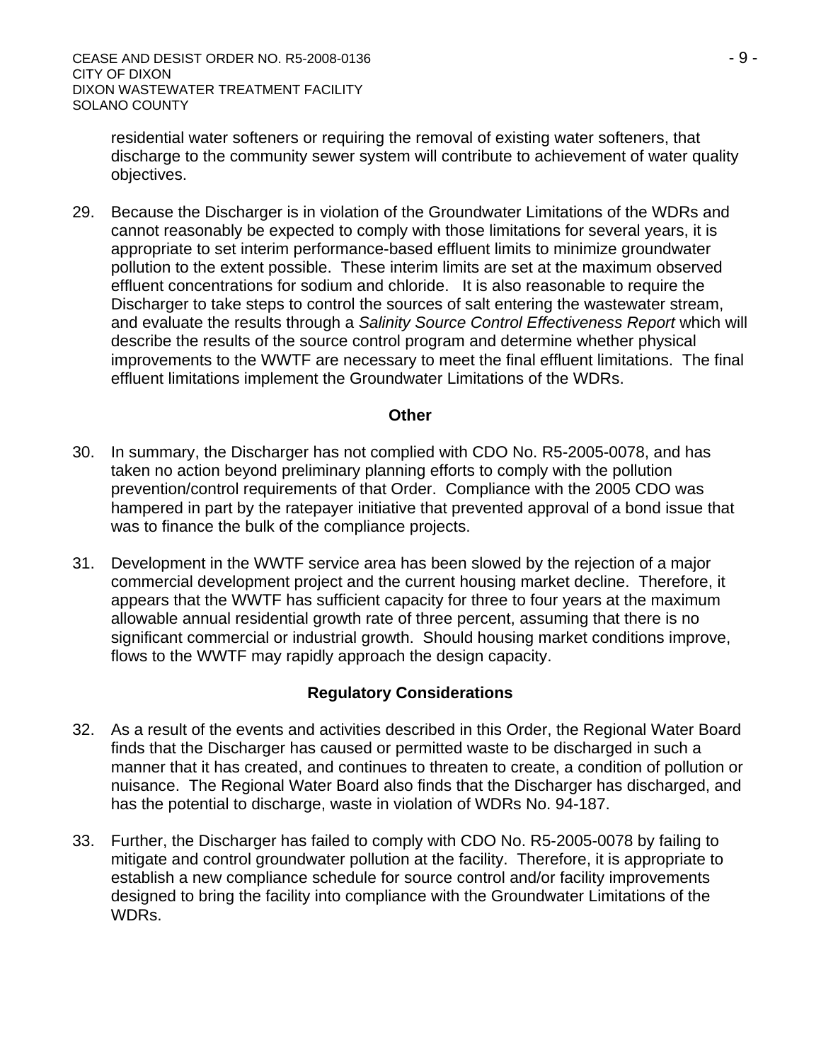residential water softeners or requiring the removal of existing water softeners, that discharge to the community sewer system will contribute to achievement of water quality objectives.

29. Because the Discharger is in violation of the Groundwater Limitations of the WDRs and cannot reasonably be expected to comply with those limitations for several years, it is appropriate to set interim performance-based effluent limits to minimize groundwater pollution to the extent possible. These interim limits are set at the maximum observed effluent concentrations for sodium and chloride. It is also reasonable to require the Discharger to take steps to control the sources of salt entering the wastewater stream, and evaluate the results through a *Salinity Source Control Effectiveness Report* which will describe the results of the source control program and determine whether physical improvements to the WWTF are necessary to meet the final effluent limitations. The final effluent limitations implement the Groundwater Limitations of the WDRs.

**Other**

30. In summary, the Discharger has not complied with CDO No. R5-2005-0078, and has taken no action beyond preliminary planning efforts to comply with the pollution prevention/control requirements of that Order. Compliance with the 2005 CDO was hampered in part by the ratepayer initiative that prevented approval of a bond issue that was to finance the bulk of the compliance projects.

31. Development in the WWTF service area has been slowed by the rejection of a major commercial development project and the current housing market decline. Therefore, it appears that the WWTF has sufficient capacity for three to four years at the maximum allowable annual residential growth rate of three percent, assuming that there is no significant commercial or industrial growth. Should housing market conditions improve, flows to the WWTF may rapidly approach the design capacity.

**Regulatory Considerations**

32. As a result of the events and activities described in this Order, the Regional Water Board finds that the Discharger has caused or permitted waste to be discharged in such a manner that it has created, and continues to threaten to create, a condition of pollution or nuisance. The Regional Water Board also finds that the Discharger has discharged, and has the potential to discharge, waste in violation of WDRs No. 94-187.

33. Further, the Discharger has failed to comply with CDO No. R5-2005-0078 by failing to mitigate and control groundwater pollution at the facility. Therefore, it is appropriate to establish a new compliance schedule for source control and/or facility improvements designed to bring the facility into compliance with the Groundwater Limitations of the WDRs.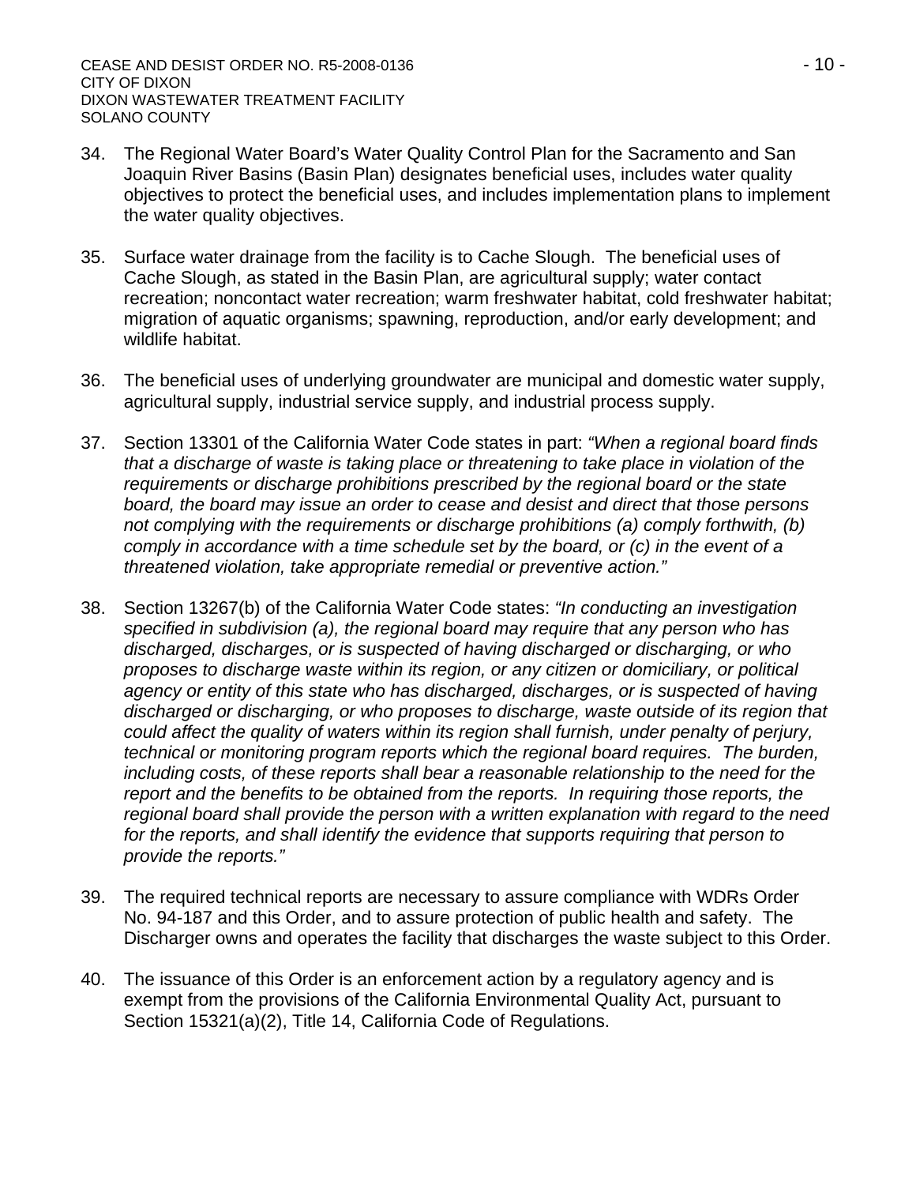34. The Regional Water Board's Water Quality Control Plan for the Sacramento and San Joaquin River Basins (Basin Plan) designates beneficial uses, includes water quality objectives to protect the beneficial uses, and includes implementation plans to implement the water quality objectives.

35. Surface water drainage from the facility is to Cache Slough. The beneficial uses of Cache Slough, as stated in the Basin Plan, are agricultural supply; water contact recreation; noncontact water recreation; warm freshwater habitat, cold freshwater habitat; migration of aquatic organisms; spawning, reproduction, and/or early development; and wildlife habitat.

36. The beneficial uses of underlying groundwater are municipal and domestic water supply, agricultural supply, industrial service supply, and industrial process supply.

37. Section 13301 of the California Water Code states in part: *"When a regional board finds that a discharge of waste is taking place or threatening to take place in violation of the requirements or discharge prohibitions prescribed by the regional board or the state board, the board may issue an order to cease and desist and direct that those persons not complying with the requirements or discharge prohibitions (a) comply forthwith, (b) comply in accordance with a time schedule set by the board, or (c) in the event of a threatened violation, take appropriate remedial or preventive action."*

38. Section 13267(b) of the California Water Code states: *"In conducting an investigation specified in subdivision (a), the regional board may require that any person who has discharged, discharges, or is suspected of having discharged or discharging, or who proposes to discharge waste within its region, or any citizen or domiciliary, or political agency or entity of this state who has discharged, discharges, or is suspected of having discharged or discharging, or who proposes to discharge, waste outside of its region that could affect the quality of waters within its region shall furnish, under penalty of perjury, technical or monitoring program reports which the regional board requires. The burden, including costs, of these reports shall bear a reasonable relationship to the need for the report and the benefits to be obtained from the reports. In requiring those reports, the regional board shall provide the person with a written explanation with regard to the need for the reports, and shall identify the evidence that supports requiring that person to provide the reports."*

39. The required technical reports are necessary to assure compliance with WDRs Order No. 94-187 and this Order, and to assure protection of public health and safety. The Discharger owns and operates the facility that discharges the waste subject to this Order.

40. The issuance of this Order is an enforcement action by a regulatory agency and is exempt from the provisions of the California Environmental Quality Act, pursuant to Section 15321(a)(2), Title 14, California Code of Regulations.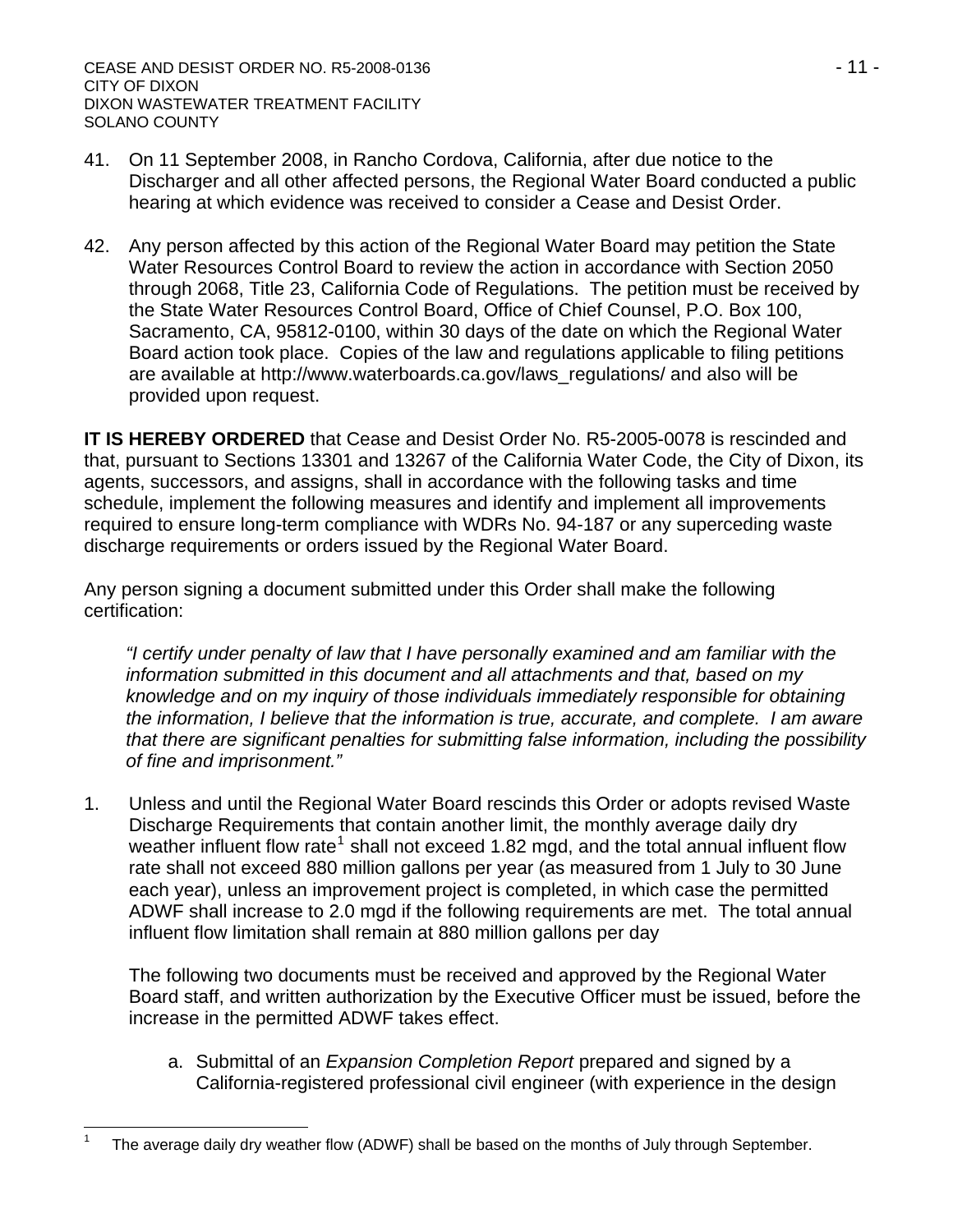41. On 11 September 2008, in Rancho Cordova, California, after due notice to the Discharger and all other affected persons, the Regional Water Board conducted a public hearing at which evidence was received to consider a Cease and Desist Order.

42. Any person affected by this action of the Regional Water Board may petition the State Water Resources Control Board to review the action in accordance with Section 2050 through 2068, Title 23, California Code of Regulations. The petition must be received by the State Water Resources Control Board, Office of Chief Counsel, P.O. Box 100, Sacramento, CA, 95812-0100, within 30 days of the date on which the Regional Water Board action took place. Copies of the law and regulations applicable to filing petitions are available at http://www.waterboards.ca.gov/laws_regulations/ and also will be provided upon request.

**IT IS HEREBY ORDERED** that Cease and Desist Order No. R5-2005-0078 is rescinded and that, pursuant to Sections 13301 and 13267 of the California Water Code, the City of Dixon, its agents, successors, and assigns, shall in accordance with the following tasks and time schedule, implement the following measures and identify and implement all improvements required to ensure long-term compliance with WDRs No. 94-187 or any superceding waste discharge requirements or orders issued by the Regional Water Board.

Any person signing a document submitted under this Order shall make the following certification:

> *"I certify under penalty of law that I have personally examined and am familiar with the information submitted in this document and all attachments and that, based on my knowledge and on my inquiry of those individuals immediately responsible for obtaining the information, I believe that the information is true, accurate, and complete. I am aware that there are significant penalties for submitting false information, including the possibility of fine and imprisonment."*

1. Unless and until the Regional Water Board rescinds this Order or adopts revised Waste Discharge Requirements that contain another limit, the monthly average daily dry weather influent flow rate[1] shall not exceed 1.82 mgd, and the total annual influent flow rate shall not exceed 880 million gallons per year (as measured from 1 July to 30 June each year), unless an improvement project is completed, in which case the permitted ADWF shall increase to 2.0 mgd if the following requirements are met. The total annual influent flow limitation shall remain at 880 million gallons per day

   The following two documents must be received and approved by the Regional Water Board staff, and written authorization by the Executive Officer must be issued, before the increase in the permitted ADWF takes effect.

   a. Submittal of an *Expansion Completion Report* prepared and signed by a California-registered professional civil engineer (with experience in the design

[1] The average daily dry weather flow (ADWF) shall be based on the months of July through September.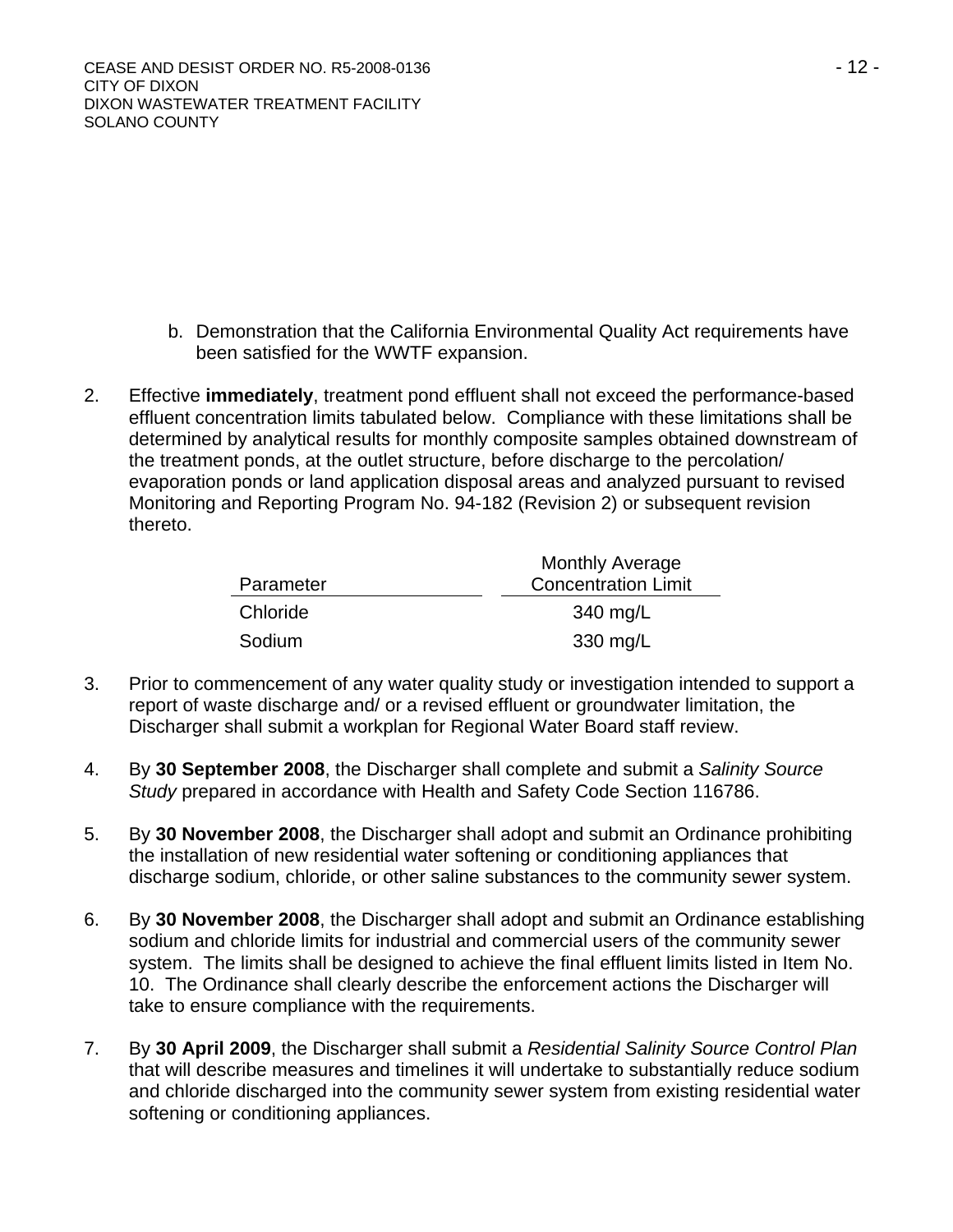b. Demonstration that the California Environmental Quality Act requirements have been satisfied for the WWTF expansion.

2. Effective **immediately**, treatment pond effluent shall not exceed the performance-based effluent concentration limits tabulated below. Compliance with these limitations shall be determined by analytical results for monthly composite samples obtained downstream of the treatment ponds, at the outlet structure, before discharge to the percolation/ evaporation ponds or land application disposal areas and analyzed pursuant to revised Monitoring and Reporting Program No. 94-182 (Revision 2) or subsequent revision thereto.

| Parameter | Monthly Average Concentration Limit |
|---|---|
| Chloride | 340 mg/L |
| Sodium | 330 mg/L |

3. Prior to commencement of any water quality study or investigation intended to support a report of waste discharge and/ or a revised effluent or groundwater limitation, the Discharger shall submit a workplan for Regional Water Board staff review.

4. By **30 September 2008**, the Discharger shall complete and submit a *Salinity Source Study* prepared in accordance with Health and Safety Code Section 116786.

5. By **30 November 2008**, the Discharger shall adopt and submit an Ordinance prohibiting the installation of new residential water softening or conditioning appliances that discharge sodium, chloride, or other saline substances to the community sewer system.

6. By **30 November 2008**, the Discharger shall adopt and submit an Ordinance establishing sodium and chloride limits for industrial and commercial users of the community sewer system. The limits shall be designed to achieve the final effluent limits listed in Item No. 10. The Ordinance shall clearly describe the enforcement actions the Discharger will take to ensure compliance with the requirements.

7. By **30 April 2009**, the Discharger shall submit a *Residential Salinity Source Control Plan* that will describe measures and timelines it will undertake to substantially reduce sodium and chloride discharged into the community sewer system from existing residential water softening or conditioning appliances.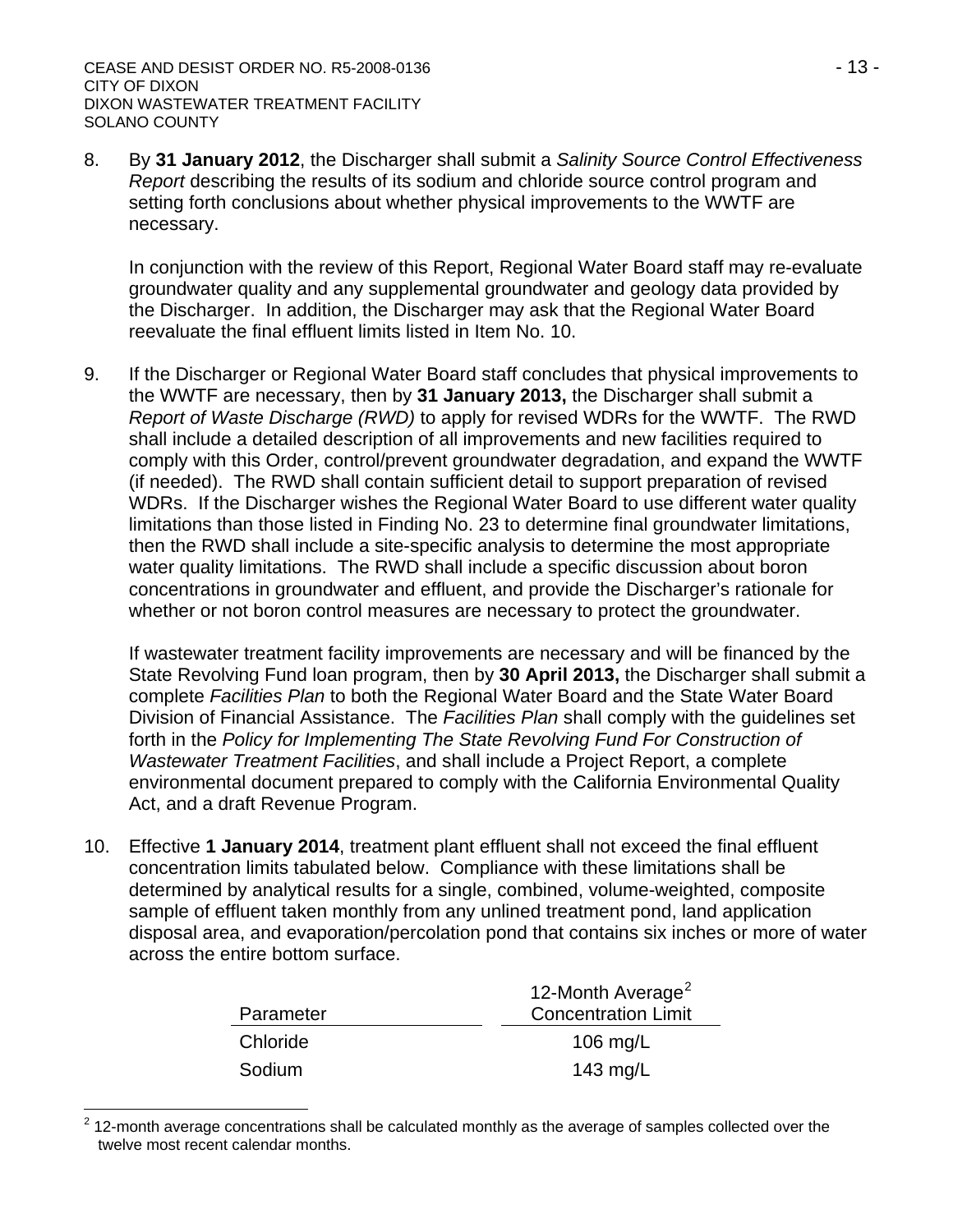8. By **31 January 2012**, the Discharger shall submit a *Salinity Source Control Effectiveness Report* describing the results of its sodium and chloride source control program and setting forth conclusions about whether physical improvements to the WWTF are necessary.

   In conjunction with the review of this Report, Regional Water Board staff may re-evaluate groundwater quality and any supplemental groundwater and geology data provided by the Discharger. In addition, the Discharger may ask that the Regional Water Board reevaluate the final effluent limits listed in Item No. 10.

9. If the Discharger or Regional Water Board staff concludes that physical improvements to the WWTF are necessary, then by **31 January 2013,** the Discharger shall submit a *Report of Waste Discharge (RWD)* to apply for revised WDRs for the WWTF. The RWD shall include a detailed description of all improvements and new facilities required to comply with this Order, control/prevent groundwater degradation, and expand the WWTF (if needed). The RWD shall contain sufficient detail to support preparation of revised WDRs. If the Discharger wishes the Regional Water Board to use different water quality limitations than those listed in Finding No. 23 to determine final groundwater limitations, then the RWD shall include a site-specific analysis to determine the most appropriate water quality limitations. The RWD shall include a specific discussion about boron concentrations in groundwater and effluent, and provide the Discharger's rationale for whether or not boron control measures are necessary to protect the groundwater.

   If wastewater treatment facility improvements are necessary and will be financed by the State Revolving Fund loan program, then by **30 April 2013,** the Discharger shall submit a complete *Facilities Plan* to both the Regional Water Board and the State Water Board Division of Financial Assistance. The *Facilities Plan* shall comply with the guidelines set forth in the *Policy for Implementing The State Revolving Fund For Construction of Wastewater Treatment Facilities*, and shall include a Project Report, a complete environmental document prepared to comply with the California Environmental Quality Act, and a draft Revenue Program.

10. Effective **1 January 2014**, treatment plant effluent shall not exceed the final effluent concentration limits tabulated below. Compliance with these limitations shall be determined by analytical results for a single, combined, volume-weighted, composite sample of effluent taken monthly from any unlined treatment pond, land application disposal area, and evaporation/percolation pond that contains six inches or more of water across the entire bottom surface.

| Parameter | 12-Month Average[2] Concentration Limit |
|---|---|
| Chloride | 106 mg/L |
| Sodium | 143 mg/L |

[2] 12-month average concentrations shall be calculated monthly as the average of samples collected over the twelve most recent calendar months.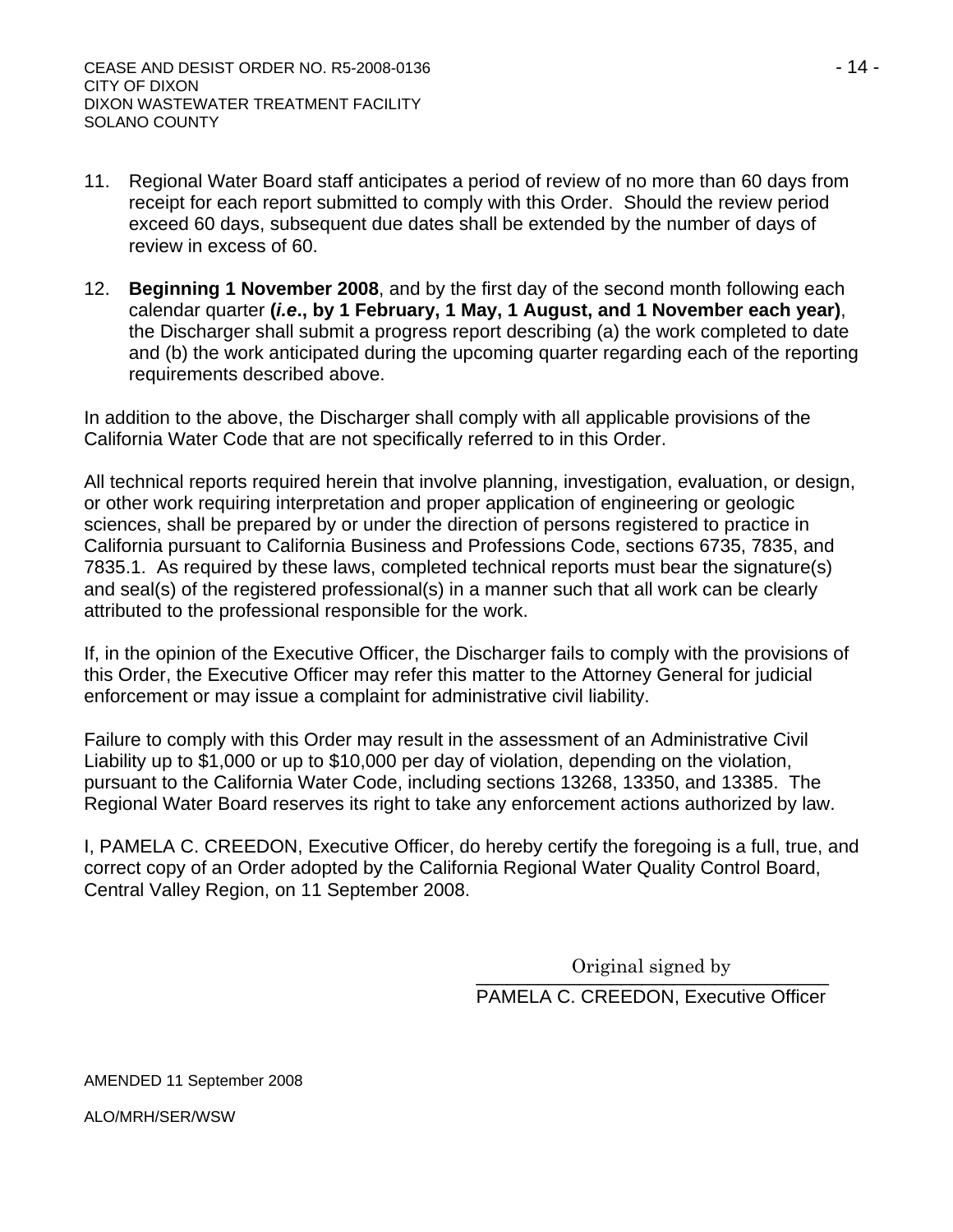11. Regional Water Board staff anticipates a period of review of no more than 60 days from receipt for each report submitted to comply with this Order. Should the review period exceed 60 days, subsequent due dates shall be extended by the number of days of review in excess of 60.

12. **Beginning 1 November 2008**, and by the first day of the second month following each calendar quarter **(*i.e.*, by 1 February, 1 May, 1 August, and 1 November each year)**, the Discharger shall submit a progress report describing (a) the work completed to date and (b) the work anticipated during the upcoming quarter regarding each of the reporting requirements described above.

In addition to the above, the Discharger shall comply with all applicable provisions of the California Water Code that are not specifically referred to in this Order.

All technical reports required herein that involve planning, investigation, evaluation, or design, or other work requiring interpretation and proper application of engineering or geologic sciences, shall be prepared by or under the direction of persons registered to practice in California pursuant to California Business and Professions Code, sections 6735, 7835, and 7835.1. As required by these laws, completed technical reports must bear the signature(s) and seal(s) of the registered professional(s) in a manner such that all work can be clearly attributed to the professional responsible for the work.

If, in the opinion of the Executive Officer, the Discharger fails to comply with the provisions of this Order, the Executive Officer may refer this matter to the Attorney General for judicial enforcement or may issue a complaint for administrative civil liability.

Failure to comply with this Order may result in the assessment of an Administrative Civil Liability up to $1,000 or up to $10,000 per day of violation, depending on the violation, pursuant to the California Water Code, including sections 13268, 13350, and 13385. The Regional Water Board reserves its right to take any enforcement actions authorized by law.

I, PAMELA C. CREEDON, Executive Officer, do hereby certify the foregoing is a full, true, and correct copy of an Order adopted by the California Regional Water Quality Control Board, Central Valley Region, on 11 September 2008.

Original signed by
PAMELA C. CREEDON, Executive Officer

AMENDED 11 September 2008

ALO/MRH/SER/WSW